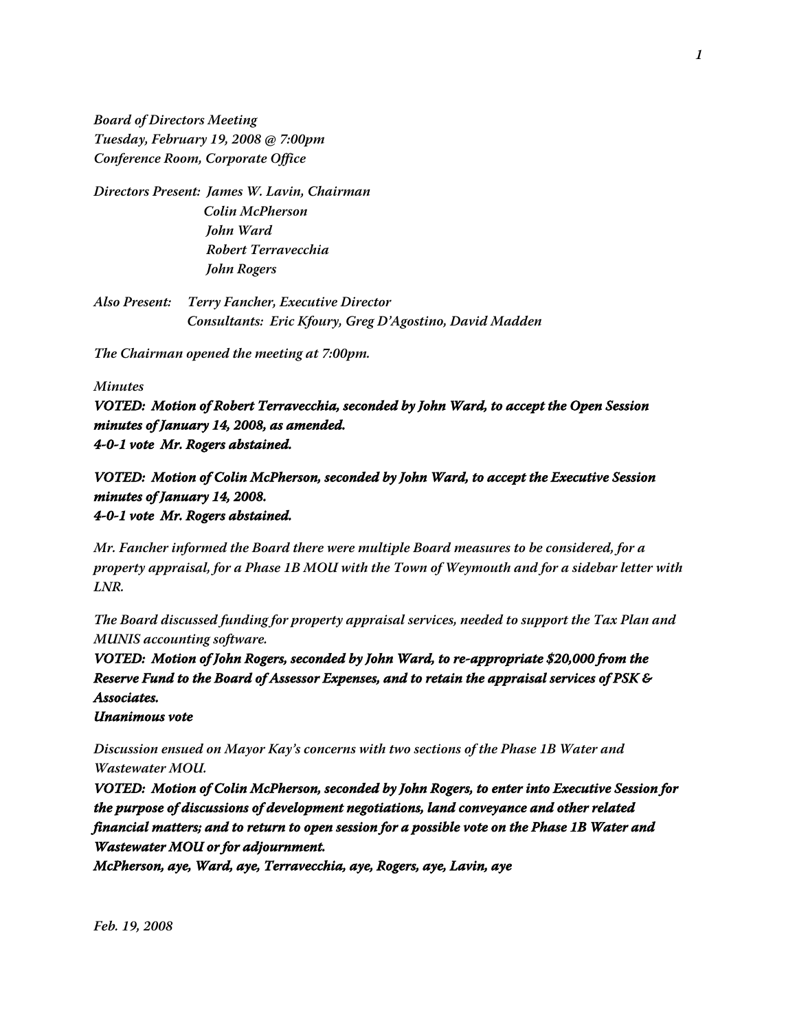*Board of Directors Meeting*
*Tuesday, February 19, 2008 @ 7:00pm*
*Conference Room, Corporate Office*

*Directors Present: James W. Lavin, Chairman*
*Colin McPherson*
*John Ward*
*Robert Terravecchia*
*John Rogers*

*Also Present: Terry Fancher, Executive Director*
*Consultants: Eric Kfoury, Greg D'Agostino, David Madden*

*The Chairman opened the meeting at 7:00pm.*

*Minutes*
***VOTED: Motion of Robert Terravecchia, seconded by John Ward, to accept the Open Session minutes of January 14, 2008, as amended.***
***4-0-1 vote Mr. Rogers abstained.***

***VOTED: Motion of Colin McPherson, seconded by John Ward, to accept the Executive Session minutes of January 14, 2008.***
***4-0-1 vote Mr. Rogers abstained.***

*Mr. Fancher informed the Board there were multiple Board measures to be considered, for a property appraisal, for a Phase 1B MOU with the Town of Weymouth and for a sidebar letter with LNR.*

*The Board discussed funding for property appraisal services, needed to support the Tax Plan and MUNIS accounting software.*
***VOTED: Motion of John Rogers, seconded by John Ward, to re-appropriate $20,000 from the Reserve Fund to the Board of Assessor Expenses, and to retain the appraisal services of PSK & Associates.***
***Unanimous vote***

*Discussion ensued on Mayor Kay's concerns with two sections of the Phase 1B Water and Wastewater MOU.*
***VOTED: Motion of Colin McPherson, seconded by John Rogers, to enter into Executive Session for the purpose of discussions of development negotiations, land conveyance and other related financial matters; and to return to open session for a possible vote on the Phase 1B Water and Wastewater MOU or for adjournment.***
***McPherson, aye, Ward, aye, Terravecchia, aye, Rogers, aye, Lavin, aye***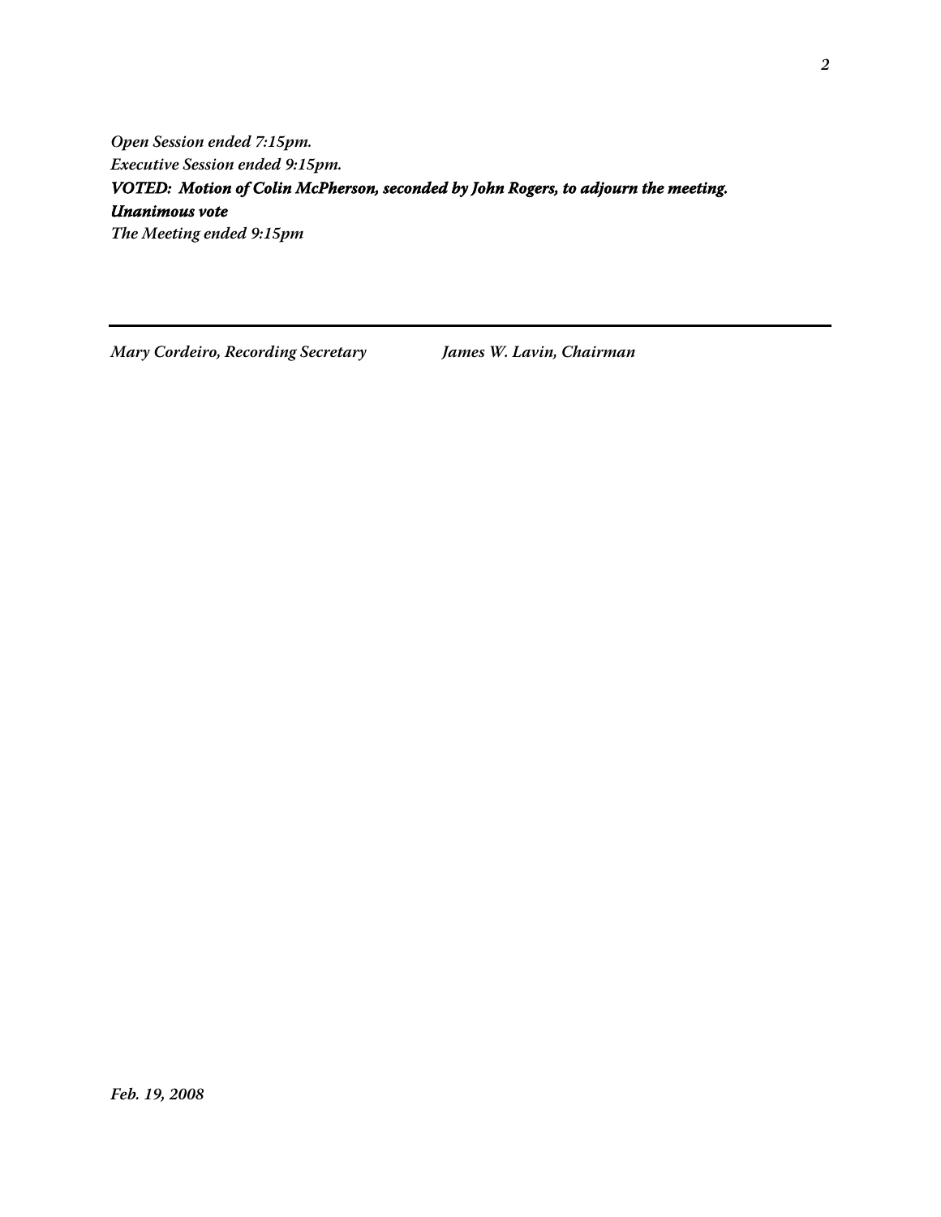*Open Session ended 7:15pm.*
*Executive Session ended 9:15pm.*
***VOTED: Motion of Colin McPherson, seconded by John Rogers, to adjourn the meeting.***
***Unanimous vote***
*The Meeting ended 9:15pm*

---

*Mary Cordeiro, Recording Secretary*　　　　*James W. Lavin, Chairman*

*Feb. 19, 2008*